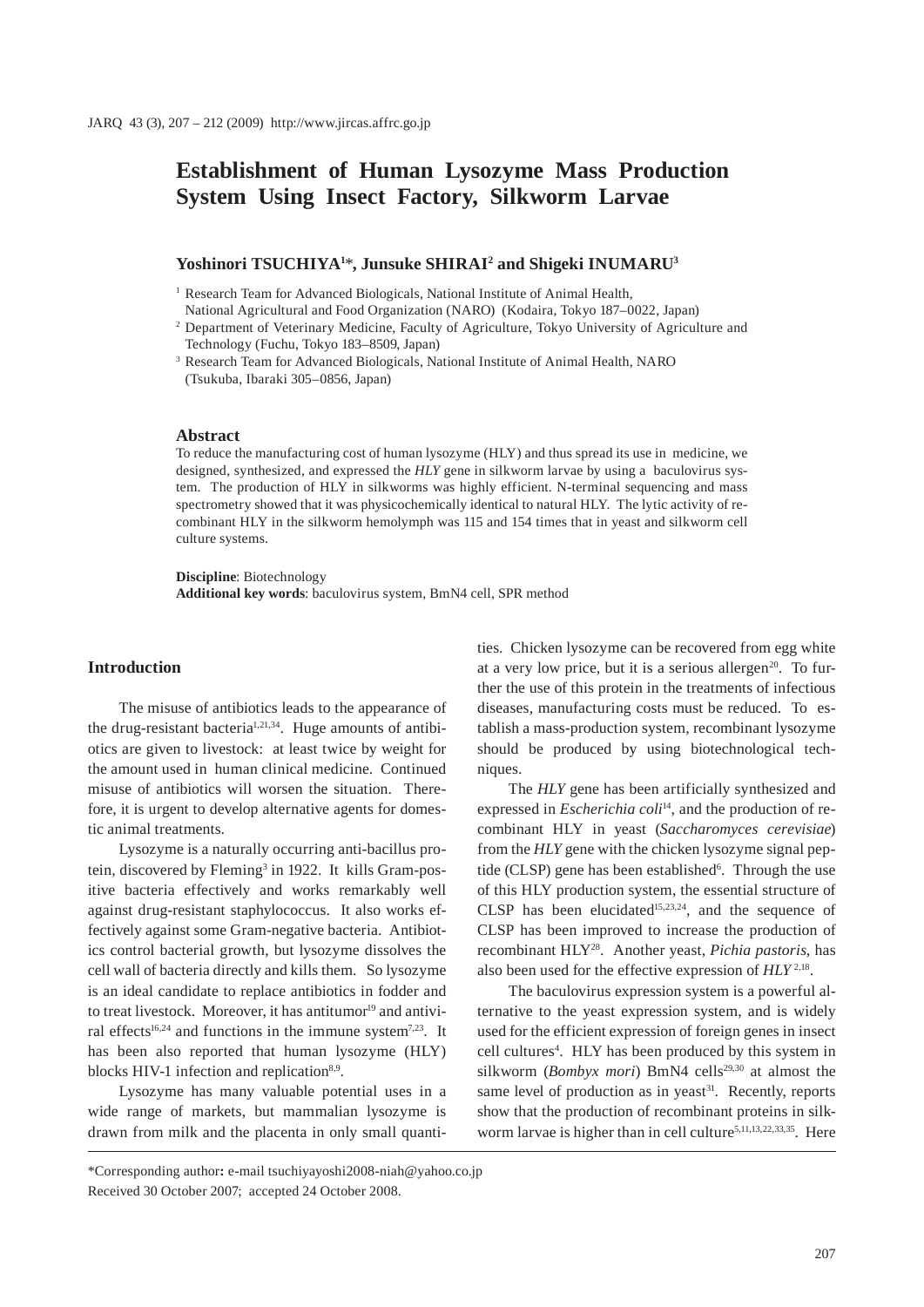# Establishment of Human Lysozyme Mass Production System Using Insect Factory, Silkworm Larvae

**Yoshinori TSUCHIYA[1]*, Junsuke SHIRAI[2] and Shigeki INUMARU[3]**

[1] Research Team for Advanced Biologicals, National Institute of Animal Health, National Agricultural and Food Organization (NARO) (Kodaira, Tokyo 187–0022, Japan)

[2] Department of Veterinary Medicine, Faculty of Agriculture, Tokyo University of Agriculture and Technology (Fuchu, Tokyo 183–8509, Japan)

[3] Research Team for Advanced Biologicals, National Institute of Animal Health, NARO (Tsukuba, Ibaraki 305–0856, Japan)

## Abstract

To reduce the manufacturing cost of human lysozyme (HLY) and thus spread its use in medicine, we designed, synthesized, and expressed the *HLY* gene in silkworm larvae by using a baculovirus system. The production of HLY in silkworms was highly efficient. N-terminal sequencing and mass spectrometry showed that it was physicochemically identical to natural HLY. The lytic activity of recombinant HLY in the silkworm hemolymph was 115 and 154 times that in yeast and silkworm cell culture systems.

**Discipline**: Biotechnology
**Additional key words**: baculovirus system, BmN4 cell, SPR method

## Introduction

The misuse of antibiotics leads to the appearance of the drug-resistant bacteria[1,21,34]. Huge amounts of antibiotics are given to livestock: at least twice by weight for the amount used in human clinical medicine. Continued misuse of antibiotics will worsen the situation. Therefore, it is urgent to develop alternative agents for domestic animal treatments.

Lysozyme is a naturally occurring anti-bacillus protein, discovered by Fleming[3] in 1922. It kills Gram-positive bacteria effectively and works remarkably well against drug-resistant staphylococcus. It also works effectively against some Gram-negative bacteria. Antibiotics control bacterial growth, but lysozyme dissolves the cell wall of bacteria directly and kills them. So lysozyme is an ideal candidate to replace antibiotics in fodder and to treat livestock. Moreover, it has antitumor[19] and antiviral effects[16,24] and functions in the immune system[7,23]. It has been also reported that human lysozyme (HLY) blocks HIV-1 infection and replication[8,9].

Lysozyme has many valuable potential uses in a wide range of markets, but mammalian lysozyme is drawn from milk and the placenta in only small quantities. Chicken lysozyme can be recovered from egg white at a very low price, but it is a serious allergen[20]. To further the use of this protein in the treatments of infectious diseases, manufacturing costs must be reduced. To establish a mass-production system, recombinant lysozyme should be produced by using biotechnological techniques.

The *HLY* gene has been artificially synthesized and expressed in *Escherichia coli*[14], and the production of recombinant HLY in yeast (*Saccharomyces cerevisiae*) from the *HLY* gene with the chicken lysozyme signal peptide (CLSP) gene has been established[6]. Through the use of this HLY production system, the essential structure of CLSP has been elucidated[15,23,24], and the sequence of CLSP has been improved to increase the production of recombinant HLY[28]. Another yeast, *Pichia pastoris*, has also been used for the effective expression of *HLY*[2,18].

The baculovirus expression system is a powerful alternative to the yeast expression system, and is widely used for the efficient expression of foreign genes in insect cell cultures[4]. HLY has been produced by this system in silkworm (*Bombyx mori*) BmN4 cells[29,30] at almost the same level of production as in yeast[31]. Recently, reports show that the production of recombinant proteins in silkworm larvae is higher than in cell culture[5,11,13,22,33,35]. Here

*Corresponding author: e-mail tsuchiyayoshi2008-niah@yahoo.co.jp
Received 30 October 2007; accepted 24 October 2008.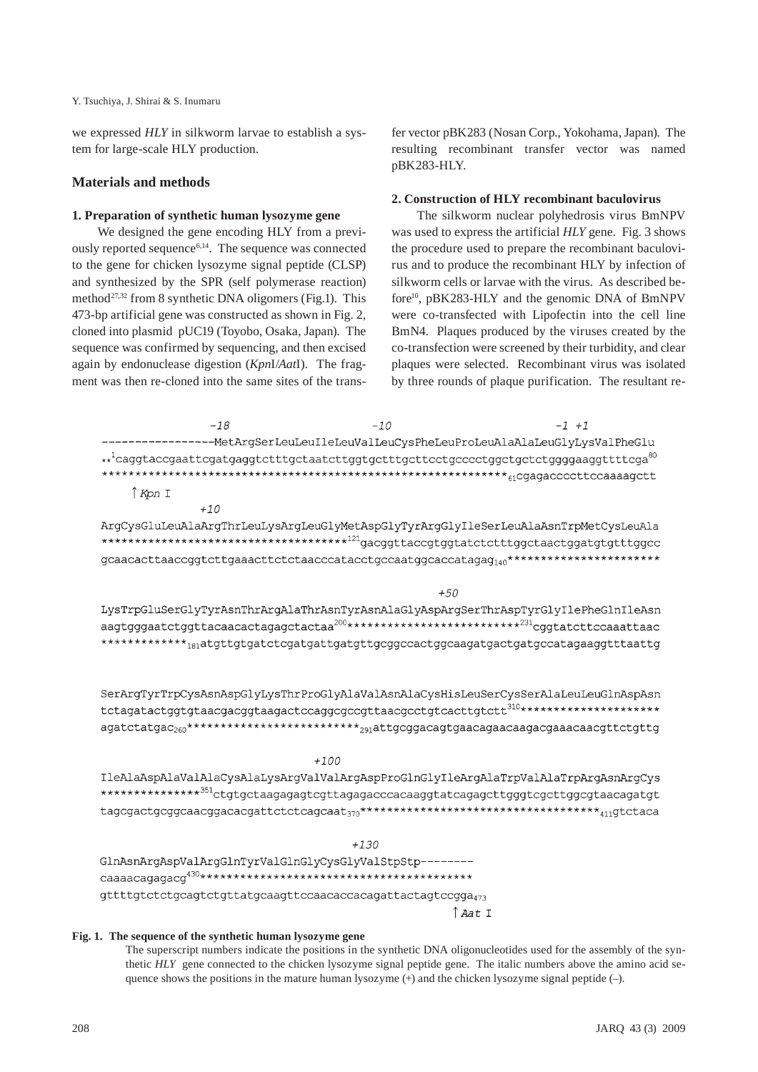we expressed *HLY* in silkworm larvae to establish a system for large-scale HLY production.

## Materials and methods

### 1. Preparation of synthetic human lysozyme gene

We designed the gene encoding HLY from a previously reported sequence[6,14]. The sequence was connected to the gene for chicken lysozyme signal peptide (CLSP) and synthesized by the SPR (self polymerase reaction) method[27,32] from 8 synthetic DNA oligomers (Fig.1). This 473-bp artificial gene was constructed as shown in Fig. 2, cloned into plasmid pUC19 (Toyobo, Osaka, Japan). The sequence was confirmed by sequencing, and then excised again by endonuclease digestion (*Kpn*I/*Aat*I). The fragment was then re-cloned into the same sites of the transfer vector pBK283 (Nosan Corp., Yokohama, Japan). The resulting recombinant transfer vector was named pBK283-HLY.

### 2. Construction of HLY recombinant baculovirus

The silkworm nuclear polyhedrosis virus BmNPV was used to express the artificial *HLY* gene. Fig. 3 shows the procedure used to prepare the recombinant baculovirus and to produce the recombinant HLY by infection of silkworm cells or larvae with the virus. As described before[10], pBK283-HLY and the genomic DNA of BmNPV were co-transfected with Lipofectin into the cell line BmN4. Plaques produced by the viruses created by the co-transfection were screened by their turbidity, and clear plaques were selected. Recombinant virus was isolated by three rounds of plaque purification. The resultant re-

```
                -18                     -10                     -1 +1
-----------------MetArgSerLeuLeuIleLeuValLeuCysPheLeuProLeuAlaAlaLeuGlyLysValPheGlu
**1caggtaccgaattcgatgaggtctttgctaatcttggtgctttgcttcctgcccctggctgctctggggaaggttttcga80
************************************************************61cgagaccccttccaaaagctt
   ↑Kpn I
          +10
ArgCysGluLeuAlaArgThrLeuLysArgLeuGlyMetAspGlyTyrArgGlyIleSerLeuAlaAsnTrpMetCysLeuAla
*************************************121gacggttaccgtggtatctctttggctaactggatgtgtttggcc
gcaacacttaaccggtcttgaaacttctctaacccatacctgccaatggcaccatagag140**********************

                                                        +50
LysTrpGluSerGlyTyrAsnThrArgAlaThrAsnTyrAsnAlaGlyAspArgSerThrAspTyrGlyIlePheGlnIleAsn
aagtgggaatctggttacaacactagagctactaa200*************************231cggtatcttccaaattaac
*************181atgttgtgatctcgatgattgatgttgcggccactggcaagatgactgatgccatagaaggtttaattg

SerArgTyrTrpCysAsnAspGlyLysThrProGlyAlaValAsnAlaCysHisLeuSerCysSerAlaLeuLeuGlnAspAsn
tctagatactggtgtaacgacggtaagactccaggcgccgttaacgcctgtcacttgtctt310*********************
agatctatgac260**************************291attgcggacagtgaacagaacaagacgaaacaacgttctgttg

                                +100
IleAlaAspAlaValAlaCysAlaLysArgValValArgAspProGlnGlyIleArgAlaTrpValAlaTrpArgAsnArgCys
***************351ctgtgctaagagagtcgttagagacccacaaggtatcagagcttgggtcgcttggcgtaacagatgt
tagcgactgcggcaacggacacgattctctcagcaat370***********************************411gtctaca

                                +130
GlnAsnArgAspValArgGlnTyrValGlnGlyCysGlyValStpStp--------
caaaacagagacg430****************************************
gttttgtctctgcagtctgttatgcaagttccaacaccacagattactagtccgga473
                                                        ↑Aat I
```

**Fig. 1. The sequence of the synthetic human lysozyme gene**

The superscript numbers indicate the positions in the synthetic DNA oligonucleotides used for the assembly of the synthetic *HLY* gene connected to the chicken lysozyme signal peptide gene. The italic numbers above the amino acid sequence shows the positions in the mature human lysozyme (+) and the chicken lysozyme signal peptide (–).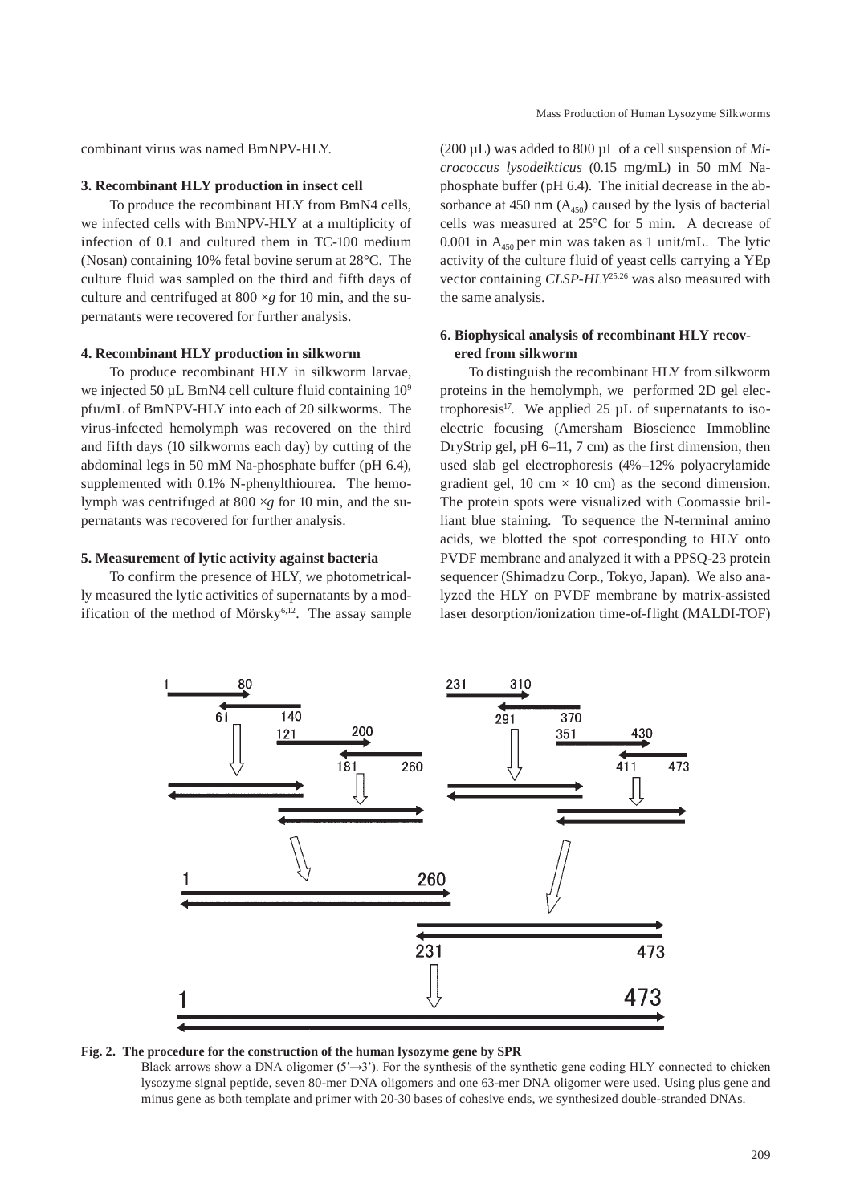combinant virus was named BmNPV-HLY.

### 3. Recombinant HLY production in insect cell

To produce the recombinant HLY from BmN4 cells, we infected cells with BmNPV-HLY at a multiplicity of infection of 0.1 and cultured them in TC-100 medium (Nosan) containing 10% fetal bovine serum at 28°C. The culture fluid was sampled on the third and fifth days of culture and centrifuged at 800 ×*g* for 10 min, and the supernatants were recovered for further analysis.

### 4. Recombinant HLY production in silkworm

To produce recombinant HLY in silkworm larvae, we injected 50 µL BmN4 cell culture fluid containing $10^9$ pfu/mL of BmNPV-HLY into each of 20 silkworms. The virus-infected hemolymph was recovered on the third and fifth days (10 silkworms each day) by cutting of the abdominal legs in 50 mM Na-phosphate buffer (pH 6.4), supplemented with 0.1% N-phenylthiourea. The hemolymph was centrifuged at 800 ×*g* for 10 min, and the supernatants was recovered for further analysis.

### 5. Measurement of lytic activity against bacteria

To confirm the presence of HLY, we photometrically measured the lytic activities of supernatants by a modification of the method of Mörsky[6,12]. The assay sample (200 µL) was added to 800 µL of a cell suspension of *Micrococcus lysodeikticus* (0.15 mg/mL) in 50 mM Na-phosphate buffer (pH 6.4). The initial decrease in the absorbance at 450 nm ($A_{450}$) caused by the lysis of bacterial cells was measured at 25°C for 5 min. A decrease of 0.001 in $A_{450}$ per min was taken as 1 unit/mL. The lytic activity of the culture fluid of yeast cells carrying a YEp vector containing *CLSP-HLY*[25,26] was also measured with the same analysis.

### 6. Biophysical analysis of recombinant HLY recovered from silkworm

To distinguish the recombinant HLY from silkworm proteins in the hemolymph, we performed 2D gel electrophoresis[17]. We applied 25 µL of supernatants to isoelectric focusing (Amersham Bioscience Immobline DryStrip gel, pH 6–11, 7 cm) as the first dimension, then used slab gel electrophoresis (4%–12% polyacrylamide gradient gel, 10 cm × 10 cm) as the second dimension. The protein spots were visualized with Coomassie brilliant blue staining. To sequence the N-terminal amino acids, we blotted the spot corresponding to HLY onto PVDF membrane and analyzed it with a PPSQ-23 protein sequencer (Shimadzu Corp., Tokyo, Japan). We also analyzed the HLY on PVDF membrane by matrix-assisted laser desorption/ionization time-of-flight (MALDI-TOF)

**Fig. 2. The procedure for the construction of the human lysozyme gene by SPR**

Black arrows show a DNA oligomer (5'→3'). For the synthesis of the synthetic gene coding HLY connected to chicken lysozyme signal peptide, seven 80-mer DNA oligomers and one 63-mer DNA oligomer were used. Using plus gene and minus gene as both template and primer with 20-30 bases of cohesive ends, we synthesized double-stranded DNAs.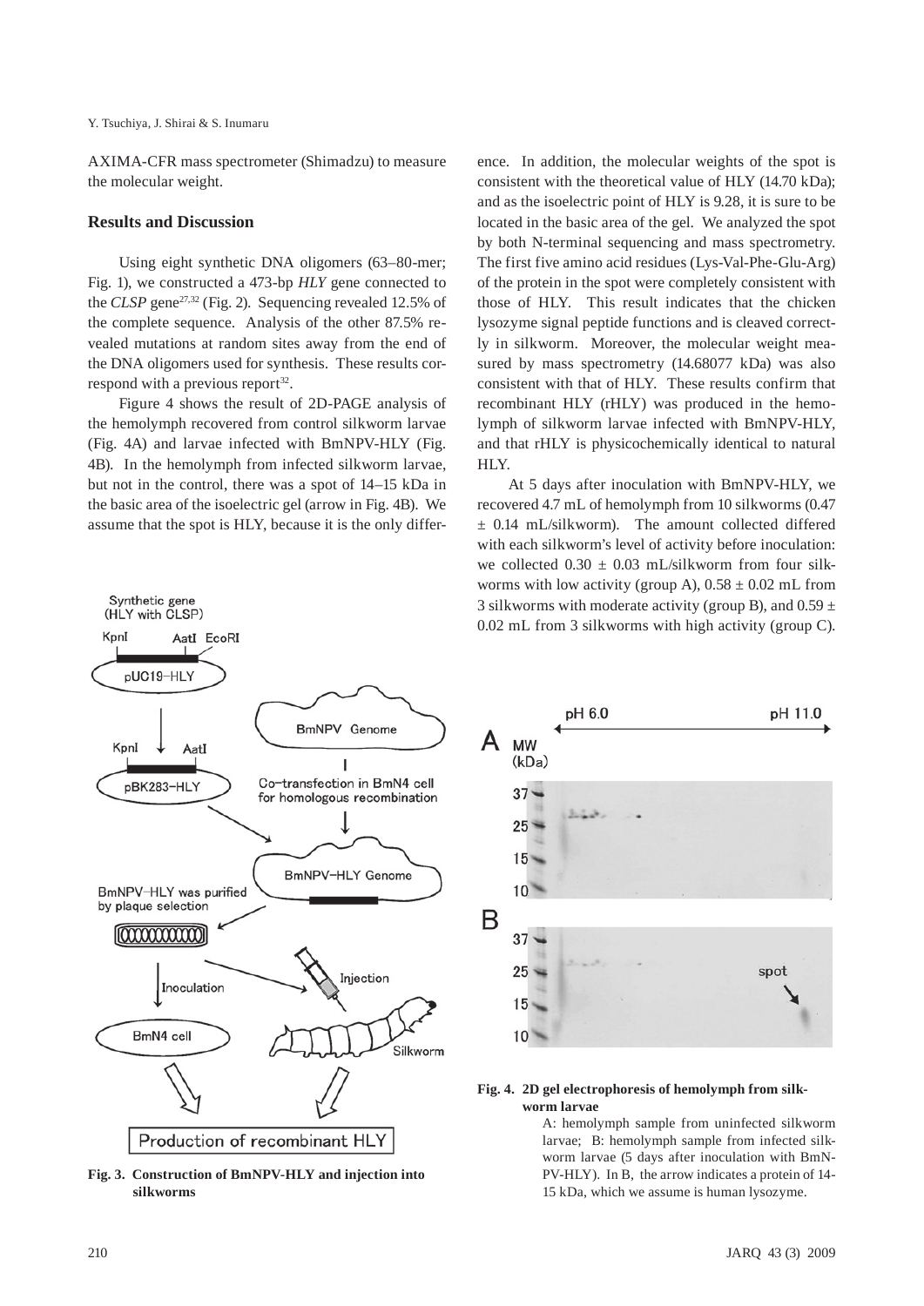AXIMA-CFR mass spectrometer (Shimadzu) to measure the molecular weight.

## Results and Discussion

Using eight synthetic DNA oligomers (63–80-mer; Fig. 1), we constructed a 473-bp *HLY* gene connected to the *CLSP* gene[27,32] (Fig. 2). Sequencing revealed 12.5% of the complete sequence. Analysis of the other 87.5% revealed mutations at random sites away from the end of the DNA oligomers used for synthesis. These results correspond with a previous report[32].

Figure 4 shows the result of 2D-PAGE analysis of the hemolymph recovered from control silkworm larvae (Fig. 4A) and larvae infected with BmNPV-HLY (Fig. 4B). In the hemolymph from infected silkworm larvae, but not in the control, there was a spot of 14–15 kDa in the basic area of the isoelectric gel (arrow in Fig. 4B). We assume that the spot is HLY, because it is the only difference. In addition, the molecular weights of the spot is consistent with the theoretical value of HLY (14.70 kDa); and as the isoelectric point of HLY is 9.28, it is sure to be located in the basic area of the gel. We analyzed the spot by both N-terminal sequencing and mass spectrometry. The first five amino acid residues (Lys-Val-Phe-Glu-Arg) of the protein in the spot were completely consistent with those of HLY. This result indicates that the chicken lysozyme signal peptide functions and is cleaved correctly in silkworm. Moreover, the molecular weight measured by mass spectrometry (14.68077 kDa) was also consistent with that of HLY. These results confirm that recombinant HLY (rHLY) was produced in the hemolymph of silkworm larvae infected with BmNPV-HLY, and that rHLY is physicochemically identical to natural HLY.

At 5 days after inoculation with BmNPV-HLY, we recovered 4.7 mL of hemolymph from 10 silkworms (0.47 ± 0.14 mL/silkworm). The amount collected differed with each silkworm's level of activity before inoculation: we collected 0.30 ± 0.03 mL/silkworm from four silkworms with low activity (group A), 0.58 ± 0.02 mL from 3 silkworms with moderate activity (group B), and 0.59 ± 0.02 mL from 3 silkworms with high activity (group C).

**Fig. 3. Construction of BmNPV-HLY and injection into silkworms**

**Fig. 4. 2D gel electrophoresis of hemolymph from silkworm larvae**

A: hemolymph sample from uninfected silkworm larvae; B: hemolymph sample from infected silkworm larvae (5 days after inoculation with BmNPV-HLY). In B, the arrow indicates a protein of 14-15 kDa, which we assume is human lysozyme.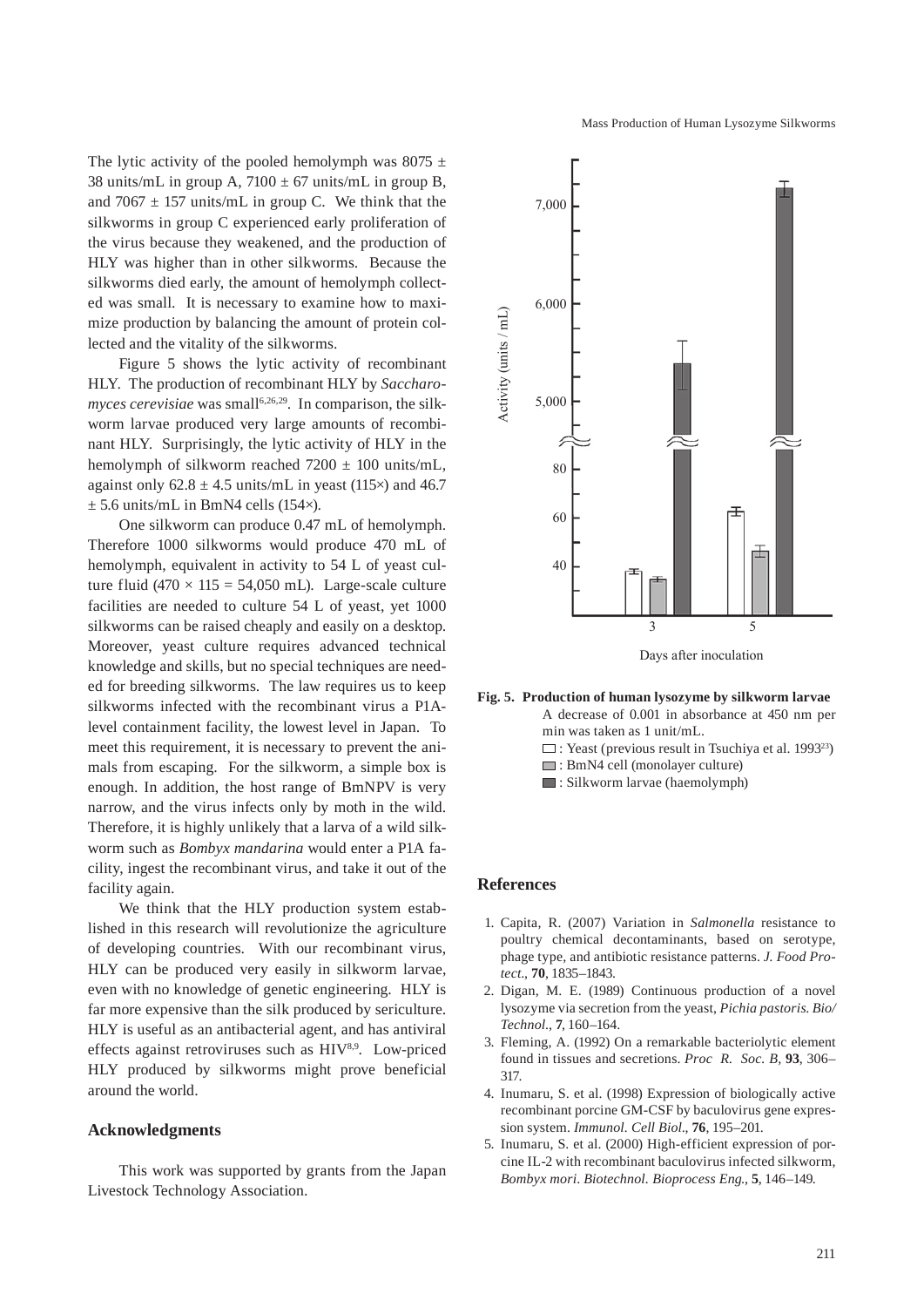The lytic activity of the pooled hemolymph was 8075 ± 38 units/mL in group A, 7100 ± 67 units/mL in group B, and 7067 ± 157 units/mL in group C. We think that the silkworms in group C experienced early proliferation of the virus because they weakened, and the production of HLY was higher than in other silkworms. Because the silkworms died early, the amount of hemolymph collected was small. It is necessary to examine how to maximize production by balancing the amount of protein collected and the vitality of the silkworms.

Figure 5 shows the lytic activity of recombinant HLY. The production of recombinant HLY by *Saccharomyces cerevisiae* was small[6,26,29]. In comparison, the silkworm larvae produced very large amounts of recombinant HLY. Surprisingly, the lytic activity of HLY in the hemolymph of silkworm reached 7200 ± 100 units/mL, against only 62.8 ± 4.5 units/mL in yeast (115×) and 46.7 ± 5.6 units/mL in BmN4 cells (154×).

One silkworm can produce 0.47 mL of hemolymph. Therefore 1000 silkworms would produce 470 mL of hemolymph, equivalent in activity to 54 L of yeast culture fluid (470 × 115 = 54,050 mL). Large-scale culture facilities are needed to culture 54 L of yeast, yet 1000 silkworms can be raised cheaply and easily on a desktop. Moreover, yeast culture requires advanced technical knowledge and skills, but no special techniques are needed for breeding silkworms. The law requires us to keep silkworms infected with the recombinant virus a P1A-level containment facility, the lowest level in Japan. To meet this requirement, it is necessary to prevent the animals from escaping. For the silkworm, a simple box is enough. In addition, the host range of BmNPV is very narrow, and the virus infects only by moth in the wild. Therefore, it is highly unlikely that a larva of a wild silkworm such as *Bombyx mandarina* would enter a P1A facility, ingest the recombinant virus, and take it out of the facility again.

We think that the HLY production system established in this research will revolutionize the agriculture of developing countries. With our recombinant virus, HLY can be produced very easily in silkworm larvae, even with no knowledge of genetic engineering. HLY is far more expensive than the silk produced by sericulture. HLY is useful as an antibacterial agent, and has antiviral effects against retroviruses such as HIV[8,9]. Low-priced HLY produced by silkworms might prove beneficial around the world.

## Acknowledgments

This work was supported by grants from the Japan Livestock Technology Association.

**Fig. 5. Production of human lysozyme by silkworm larvae**
A decrease of 0.001 in absorbance at 450 nm per min was taken as 1 unit/mL.
□ : Yeast (previous result in Tsuchiya et al. 1993[23])
▒ : BmN4 cell (monolayer culture)
■ : Silkworm larvae (haemolymph)

## References

1. Capita, R. (2007) Variation in *Salmonella* resistance to poultry chemical decontaminants, based on serotype, phage type, and antibiotic resistance patterns. *J. Food Protect.*, **70**, 1835–1843.
2. Digan, M. E. (1989) Continuous production of a novel lysozyme via secretion from the yeast, *Pichia pastoris. Bio/Technol.*, **7**, 160–164.
3. Fleming, A. (1992) On a remarkable bacteriolytic element found in tissues and secretions. *Proc R. Soc. B*, **93**, 306–317.
4. Inumaru, S. et al. (1998) Expression of biologically active recombinant porcine GM-CSF by baculovirus gene expression system. *Immunol. Cell Biol.*, **76**, 195–201.
5. Inumaru, S. et al. (2000) High-efficient expression of porcine IL-2 with recombinant baculovirus infected silkworm, *Bombyx mori*. *Biotechnol. Bioprocess Eng.*, **5**, 146–149.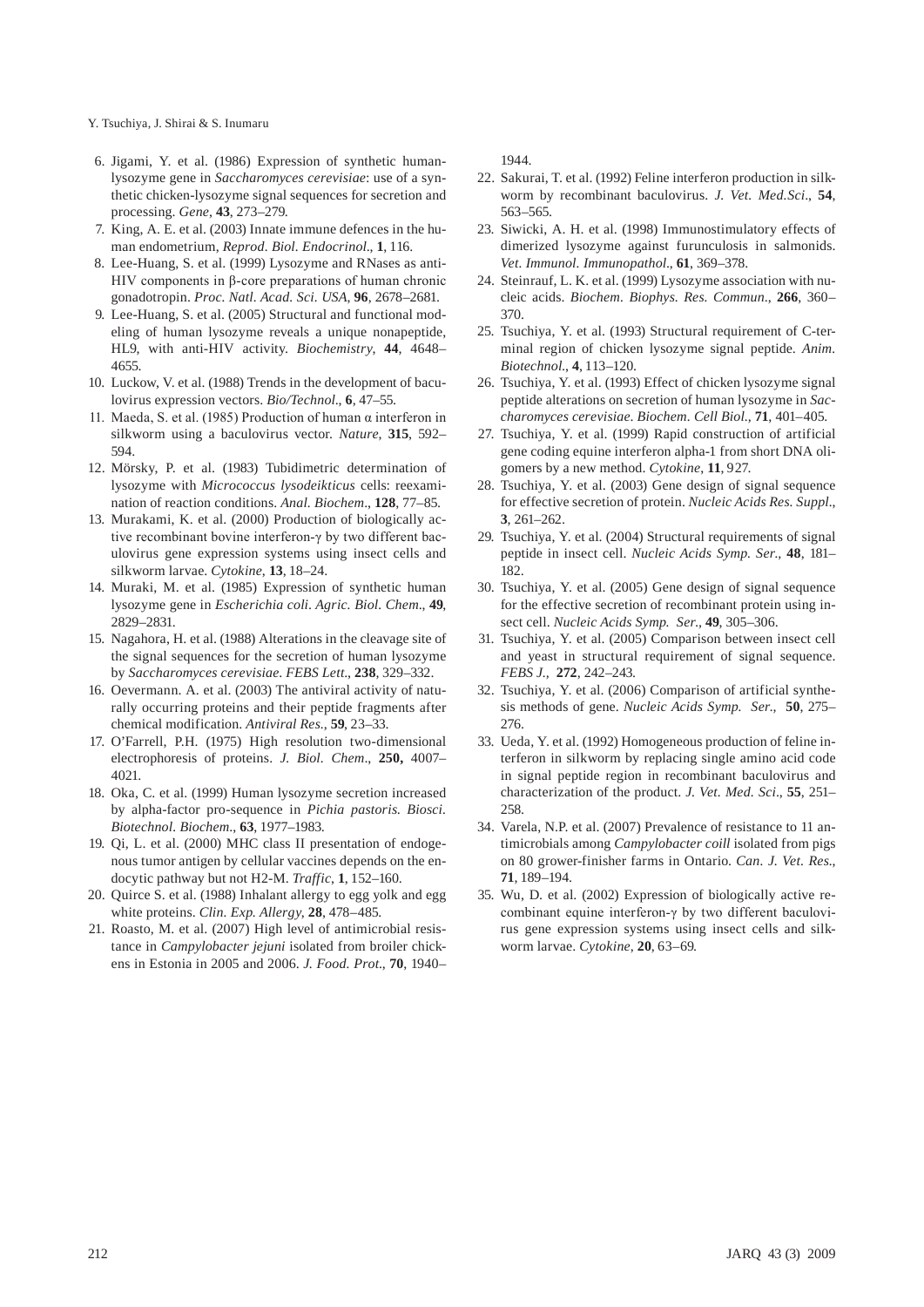6. Jigami, Y. et al. (1986) Expression of synthetic human-lysozyme gene in *Saccharomyces cerevisiae*: use of a synthetic chicken-lysozyme signal sequences for secretion and processing. *Gene*, **43**, 273–279.
7. King, A. E. et al. (2003) Innate immune defences in the human endometrium, *Reprod. Biol. Endocrinol*., **1**, 116.
8. Lee-Huang, S. et al. (1999) Lysozyme and RNases as anti-HIV components in β-core preparations of human chronic gonadotropin. *Proc. Natl. Acad. Sci. USA*, **96**, 2678–2681.
9. Lee-Huang, S. et al. (2005) Structural and functional modeling of human lysozyme reveals a unique nonapeptide, HL9, with anti-HIV activity. *Biochemistry*, **44**, 4648–4655.
10. Luckow, V. et al. (1988) Trends in the development of baculovirus expression vectors. *Bio/Technol*., **6**, 47–55.
11. Maeda, S. et al. (1985) Production of human α interferon in silkworm using a baculovirus vector. *Nature*, **315**, 592–594.
12. Mörsky, P. et al. (1983) Tubidimetric determination of lysozyme with *Micrococcus lysodeikticus* cells: reexamination of reaction conditions. *Anal. Biochem*., **128**, 77–85.
13. Murakami, K. et al. (2000) Production of biologically active recombinant bovine interferon-γ by two different baculovirus gene expression systems using insect cells and silkworm larvae. *Cytokine*, **13**, 18–24.
14. Muraki, M. et al. (1985) Expression of synthetic human lysozyme gene in *Escherichia coli*. *Agric. Biol. Chem*., **49**, 2829–2831.
15. Nagahora, H. et al. (1988) Alterations in the cleavage site of the signal sequences for the secretion of human lysozyme by *Saccharomyces cerevisiae*. *FEBS Lett*., **238**, 329–332.
16. Oevermann. A. et al. (2003) The antiviral activity of naturally occurring proteins and their peptide fragments after chemical modification. *Antiviral Res.*, **59**, 23–33.
17. O'Farrell, P.H. (1975) High resolution two-dimensional electrophoresis of proteins. *J. Biol. Chem*., **250,** 4007–4021.
18. Oka, C. et al. (1999) Human lysozyme secretion increased by alpha-factor pro-sequence in *Pichia pastoris*. *Biosci. Biotechnol. Biochem*., **63**, 1977–1983.
19. Qi, L. et al. (2000) MHC class II presentation of endogenous tumor antigen by cellular vaccines depends on the endocytic pathway but not H2-M. *Traffic*, **1**, 152–160.
20. Quirce S. et al. (1988) Inhalant allergy to egg yolk and egg white proteins. *Clin. Exp. Allergy*, **28**, 478–485.
21. Roasto, M. et al. (2007) High level of antimicrobial resistance in *Campylobacter jejuni* isolated from broiler chickens in Estonia in 2005 and 2006. *J. Food. Prot*., **70**, 1940–1944.
22. Sakurai, T. et al. (1992) Feline interferon production in silkworm by recombinant baculovirus. *J. Vet. Med.Sci*., **54**, 563–565.
23. Siwicki, A. H. et al. (1998) Immunostimulatory effects of dimerized lysozyme against furunculosis in salmonids. *Vet. Immunol. Immunopathol*., **61**, 369–378.
24. Steinrauf, L. K. et al. (1999) Lysozyme association with nucleic acids. *Biochem. Biophys. Res. Commun*., **266**, 360–370.
25. Tsuchiya, Y. et al. (1993) Structural requirement of C-terminal region of chicken lysozyme signal peptide. *Anim. Biotechnol.*, **4**, 113–120.
26. Tsuchiya, Y. et al. (1993) Effect of chicken lysozyme signal peptide alterations on secretion of human lysozyme in *Saccharomyces cerevisiae*. *Biochem. Cell Biol*., **71**, 401–405.
27. Tsuchiya, Y. et al. (1999) Rapid construction of artificial gene coding equine interferon alpha-1 from short DNA oligomers by a new method. *Cytokine*, **11**, 927.
28. Tsuchiya, Y. et al. (2003) Gene design of signal sequence for effective secretion of protein. *Nucleic Acids Res. Suppl*., **3**, 261–262.
29. Tsuchiya, Y. et al. (2004) Structural requirements of signal peptide in insect cell. *Nucleic Acids Symp. Ser*., **48**, 181–182.
30. Tsuchiya, Y. et al. (2005) Gene design of signal sequence for the effective secretion of recombinant protein using insect cell. *Nucleic Acids Symp. Ser*., **49**, 305–306.
31. Tsuchiya, Y. et al. (2005) Comparison between insect cell and yeast in structural requirement of signal sequence. *FEBS J*., **272**, 242–243.
32. Tsuchiya, Y. et al. (2006) Comparison of artificial synthesis methods of gene. *Nucleic Acids Symp. Ser*., **50**, 275–276.
33. Ueda, Y. et al. (1992) Homogeneous production of feline interferon in silkworm by replacing single amino acid code in signal peptide region in recombinant baculovirus and characterization of the product. *J. Vet. Med. Sci*., **55**, 251–258.
34. Varela, N.P. et al. (2007) Prevalence of resistance to 11 antimicrobials among *Campylobacter coill* isolated from pigs on 80 grower-finisher farms in Ontario. *Can. J. Vet. Res*., **71**, 189–194.
35. Wu, D. et al. (2002) Expression of biologically active recombinant equine interferon-γ by two different baculovirus gene expression systems using insect cells and silkworm larvae. *Cytokine*, **20**, 63–69.